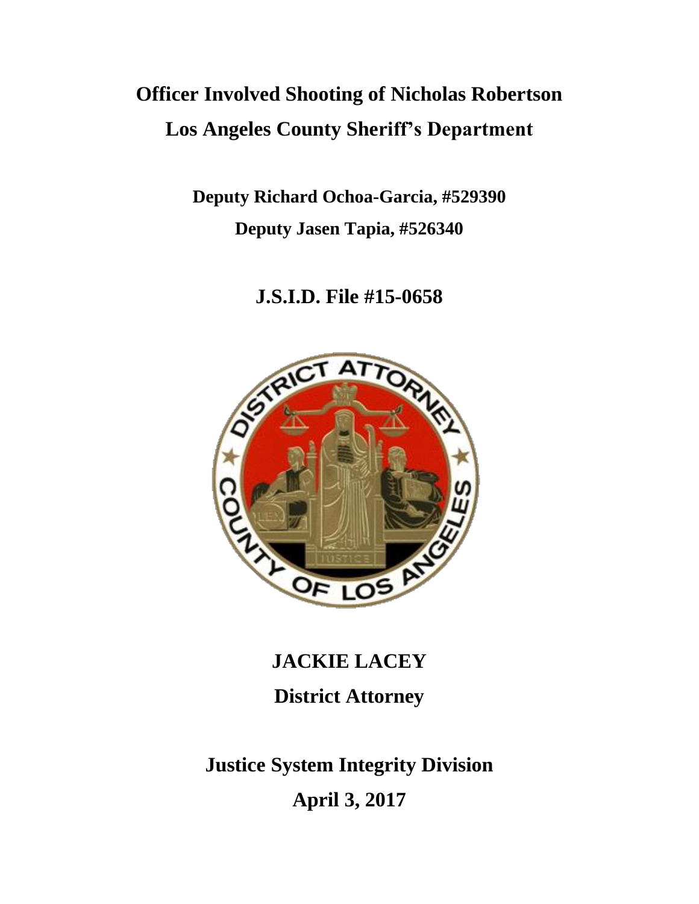# Officer Involved Shooting of Nicholas Robertson

# Los Angeles County Sheriff's Department

**Deputy Richard Ochoa-Garcia, #529390**

**Deputy Jasen Tapia, #526340**

## J.S.I.D. File #15-0658

## JACKIE LACEY

## District Attorney

## Justice System Integrity Division

## April 3, 2017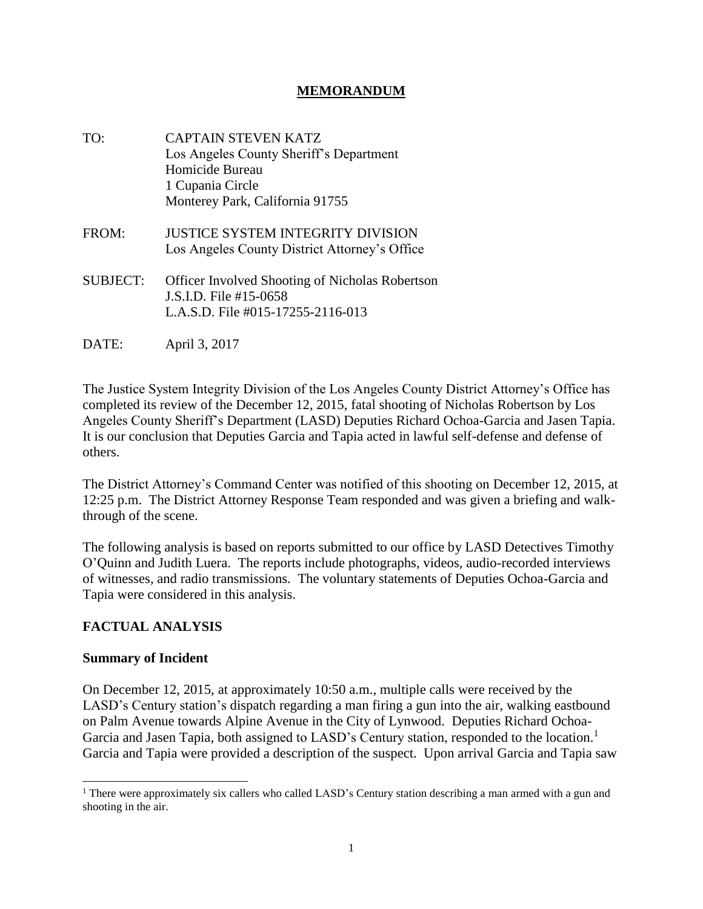# MEMORANDUM

TO: CAPTAIN STEVEN KATZ
Los Angeles County Sheriff's Department
Homicide Bureau
1 Cupania Circle
Monterey Park, California 91755

FROM: JUSTICE SYSTEM INTEGRITY DIVISION
Los Angeles County District Attorney's Office

SUBJECT: Officer Involved Shooting of Nicholas Robertson
J.S.I.D. File #15-0658
L.A.S.D. File #015-17255-2116-013

DATE: April 3, 2017

The Justice System Integrity Division of the Los Angeles County District Attorney's Office has completed its review of the December 12, 2015, fatal shooting of Nicholas Robertson by Los Angeles County Sheriff's Department (LASD) Deputies Richard Ochoa-Garcia and Jasen Tapia. It is our conclusion that Deputies Garcia and Tapia acted in lawful self-defense and defense of others.

The District Attorney's Command Center was notified of this shooting on December 12, 2015, at 12:25 p.m. The District Attorney Response Team responded and was given a briefing and walk-through of the scene.

The following analysis is based on reports submitted to our office by LASD Detectives Timothy O'Quinn and Judith Luera. The reports include photographs, videos, audio-recorded interviews of witnesses, and radio transmissions. The voluntary statements of Deputies Ochoa-Garcia and Tapia were considered in this analysis.

## FACTUAL ANALYSIS

### Summary of Incident

On December 12, 2015, at approximately 10:50 a.m., multiple calls were received by the LASD's Century station's dispatch regarding a man firing a gun into the air, walking eastbound on Palm Avenue towards Alpine Avenue in the City of Lynwood. Deputies Richard Ochoa-Garcia and Jasen Tapia, both assigned to LASD's Century station, responded to the location.[1] Garcia and Tapia were provided a description of the suspect. Upon arrival Garcia and Tapia saw

[1] There were approximately six callers who called LASD's Century station describing a man armed with a gun and shooting in the air.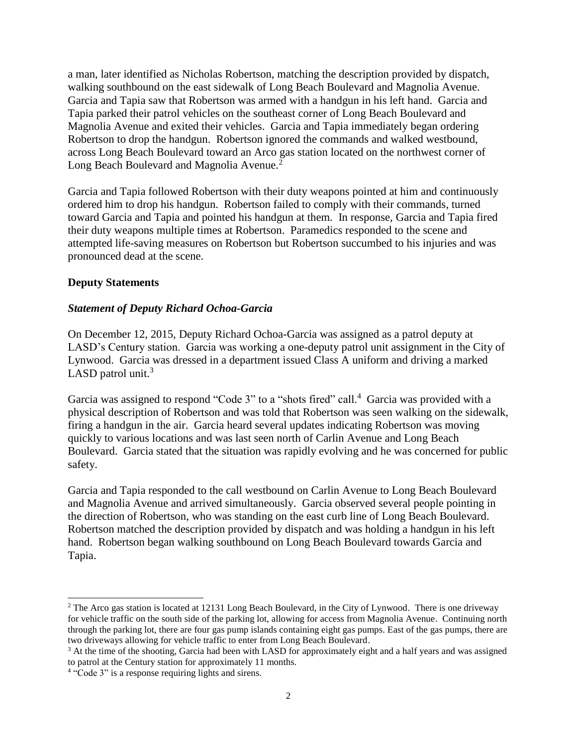a man, later identified as Nicholas Robertson, matching the description provided by dispatch, walking southbound on the east sidewalk of Long Beach Boulevard and Magnolia Avenue. Garcia and Tapia saw that Robertson was armed with a handgun in his left hand. Garcia and Tapia parked their patrol vehicles on the southeast corner of Long Beach Boulevard and Magnolia Avenue and exited their vehicles. Garcia and Tapia immediately began ordering Robertson to drop the handgun. Robertson ignored the commands and walked westbound, across Long Beach Boulevard toward an Arco gas station located on the northwest corner of Long Beach Boulevard and Magnolia Avenue.[2]

Garcia and Tapia followed Robertson with their duty weapons pointed at him and continuously ordered him to drop his handgun. Robertson failed to comply with their commands, turned toward Garcia and Tapia and pointed his handgun at them. In response, Garcia and Tapia fired their duty weapons multiple times at Robertson. Paramedics responded to the scene and attempted life-saving measures on Robertson but Robertson succumbed to his injuries and was pronounced dead at the scene.

## Deputy Statements

### *Statement of Deputy Richard Ochoa-Garcia*

On December 12, 2015, Deputy Richard Ochoa-Garcia was assigned as a patrol deputy at LASD's Century station. Garcia was working a one-deputy patrol unit assignment in the City of Lynwood. Garcia was dressed in a department issued Class A uniform and driving a marked LASD patrol unit.[3]

Garcia was assigned to respond "Code 3" to a "shots fired" call.[4] Garcia was provided with a physical description of Robertson and was told that Robertson was seen walking on the sidewalk, firing a handgun in the air. Garcia heard several updates indicating Robertson was moving quickly to various locations and was last seen north of Carlin Avenue and Long Beach Boulevard. Garcia stated that the situation was rapidly evolving and he was concerned for public safety.

Garcia and Tapia responded to the call westbound on Carlin Avenue to Long Beach Boulevard and Magnolia Avenue and arrived simultaneously. Garcia observed several people pointing in the direction of Robertson, who was standing on the east curb line of Long Beach Boulevard. Robertson matched the description provided by dispatch and was holding a handgun in his left hand. Robertson began walking southbound on Long Beach Boulevard towards Garcia and Tapia.

---

[2] The Arco gas station is located at 12131 Long Beach Boulevard, in the City of Lynwood. There is one driveway for vehicle traffic on the south side of the parking lot, allowing for access from Magnolia Avenue. Continuing north through the parking lot, there are four gas pump islands containing eight gas pumps. East of the gas pumps, there are two driveways allowing for vehicle traffic to enter from Long Beach Boulevard.

[3] At the time of the shooting, Garcia had been with LASD for approximately eight and a half years and was assigned to patrol at the Century station for approximately 11 months.

[4] "Code 3" is a response requiring lights and sirens.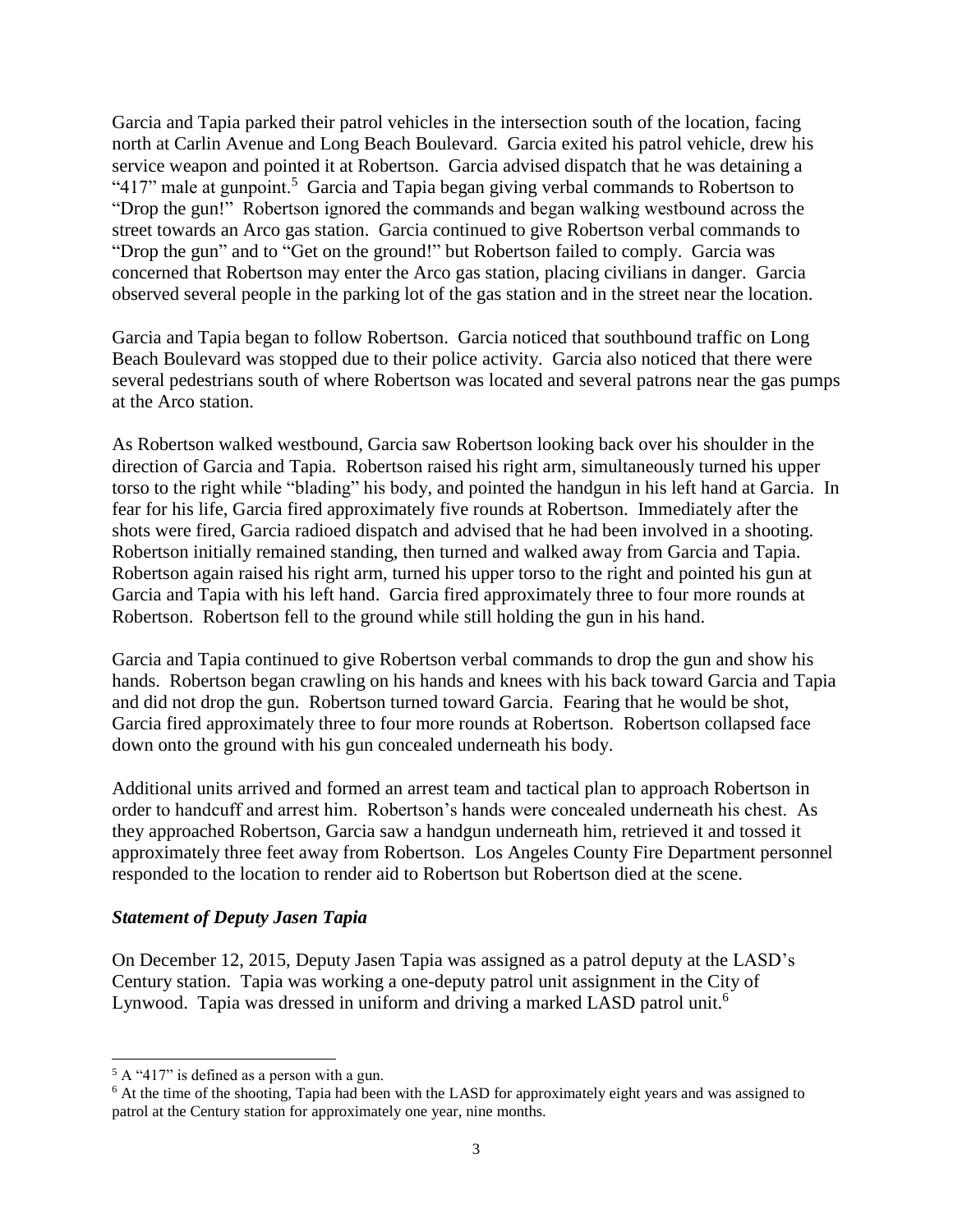Garcia and Tapia parked their patrol vehicles in the intersection south of the location, facing north at Carlin Avenue and Long Beach Boulevard. Garcia exited his patrol vehicle, drew his service weapon and pointed it at Robertson. Garcia advised dispatch that he was detaining a "417" male at gunpoint.[5] Garcia and Tapia began giving verbal commands to Robertson to "Drop the gun!" Robertson ignored the commands and began walking westbound across the street towards an Arco gas station. Garcia continued to give Robertson verbal commands to "Drop the gun" and to "Get on the ground!" but Robertson failed to comply. Garcia was concerned that Robertson may enter the Arco gas station, placing civilians in danger. Garcia observed several people in the parking lot of the gas station and in the street near the location.

Garcia and Tapia began to follow Robertson. Garcia noticed that southbound traffic on Long Beach Boulevard was stopped due to their police activity. Garcia also noticed that there were several pedestrians south of where Robertson was located and several patrons near the gas pumps at the Arco station.

As Robertson walked westbound, Garcia saw Robertson looking back over his shoulder in the direction of Garcia and Tapia. Robertson raised his right arm, simultaneously turned his upper torso to the right while "blading" his body, and pointed the handgun in his left hand at Garcia. In fear for his life, Garcia fired approximately five rounds at Robertson. Immediately after the shots were fired, Garcia radioed dispatch and advised that he had been involved in a shooting. Robertson initially remained standing, then turned and walked away from Garcia and Tapia. Robertson again raised his right arm, turned his upper torso to the right and pointed his gun at Garcia and Tapia with his left hand. Garcia fired approximately three to four more rounds at Robertson. Robertson fell to the ground while still holding the gun in his hand.

Garcia and Tapia continued to give Robertson verbal commands to drop the gun and show his hands. Robertson began crawling on his hands and knees with his back toward Garcia and Tapia and did not drop the gun. Robertson turned toward Garcia. Fearing that he would be shot, Garcia fired approximately three to four more rounds at Robertson. Robertson collapsed face down onto the ground with his gun concealed underneath his body.

Additional units arrived and formed an arrest team and tactical plan to approach Robertson in order to handcuff and arrest him. Robertson's hands were concealed underneath his chest. As they approached Robertson, Garcia saw a handgun underneath him, retrieved it and tossed it approximately three feet away from Robertson. Los Angeles County Fire Department personnel responded to the location to render aid to Robertson but Robertson died at the scene.

### *Statement of Deputy Jasen Tapia*

On December 12, 2015, Deputy Jasen Tapia was assigned as a patrol deputy at the LASD's Century station. Tapia was working a one-deputy patrol unit assignment in the City of Lynwood. Tapia was dressed in uniform and driving a marked LASD patrol unit.[6]

---

[5] A "417" is defined as a person with a gun.

[6] At the time of the shooting, Tapia had been with the LASD for approximately eight years and was assigned to patrol at the Century station for approximately one year, nine months.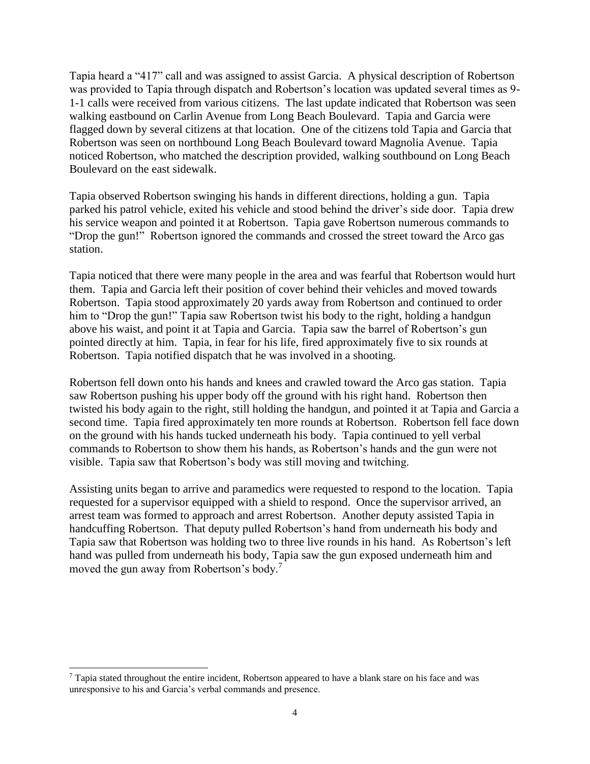Tapia heard a "417" call and was assigned to assist Garcia. A physical description of Robertson was provided to Tapia through dispatch and Robertson's location was updated several times as 9-1-1 calls were received from various citizens. The last update indicated that Robertson was seen walking eastbound on Carlin Avenue from Long Beach Boulevard. Tapia and Garcia were flagged down by several citizens at that location. One of the citizens told Tapia and Garcia that Robertson was seen on northbound Long Beach Boulevard toward Magnolia Avenue. Tapia noticed Robertson, who matched the description provided, walking southbound on Long Beach Boulevard on the east sidewalk.

Tapia observed Robertson swinging his hands in different directions, holding a gun. Tapia parked his patrol vehicle, exited his vehicle and stood behind the driver's side door. Tapia drew his service weapon and pointed it at Robertson. Tapia gave Robertson numerous commands to "Drop the gun!" Robertson ignored the commands and crossed the street toward the Arco gas station.

Tapia noticed that there were many people in the area and was fearful that Robertson would hurt them. Tapia and Garcia left their position of cover behind their vehicles and moved towards Robertson. Tapia stood approximately 20 yards away from Robertson and continued to order him to "Drop the gun!" Tapia saw Robertson twist his body to the right, holding a handgun above his waist, and point it at Tapia and Garcia. Tapia saw the barrel of Robertson's gun pointed directly at him. Tapia, in fear for his life, fired approximately five to six rounds at Robertson. Tapia notified dispatch that he was involved in a shooting.

Robertson fell down onto his hands and knees and crawled toward the Arco gas station. Tapia saw Robertson pushing his upper body off the ground with his right hand. Robertson then twisted his body again to the right, still holding the handgun, and pointed it at Tapia and Garcia a second time. Tapia fired approximately ten more rounds at Robertson. Robertson fell face down on the ground with his hands tucked underneath his body. Tapia continued to yell verbal commands to Robertson to show them his hands, as Robertson's hands and the gun were not visible. Tapia saw that Robertson's body was still moving and twitching.

Assisting units began to arrive and paramedics were requested to respond to the location. Tapia requested for a supervisor equipped with a shield to respond. Once the supervisor arrived, an arrest team was formed to approach and arrest Robertson. Another deputy assisted Tapia in handcuffing Robertson. That deputy pulled Robertson's hand from underneath his body and Tapia saw that Robertson was holding two to three live rounds in his hand. As Robertson's left hand was pulled from underneath his body, Tapia saw the gun exposed underneath him and moved the gun away from Robertson's body.[7]

[7] Tapia stated throughout the entire incident, Robertson appeared to have a blank stare on his face and was unresponsive to his and Garcia's verbal commands and presence.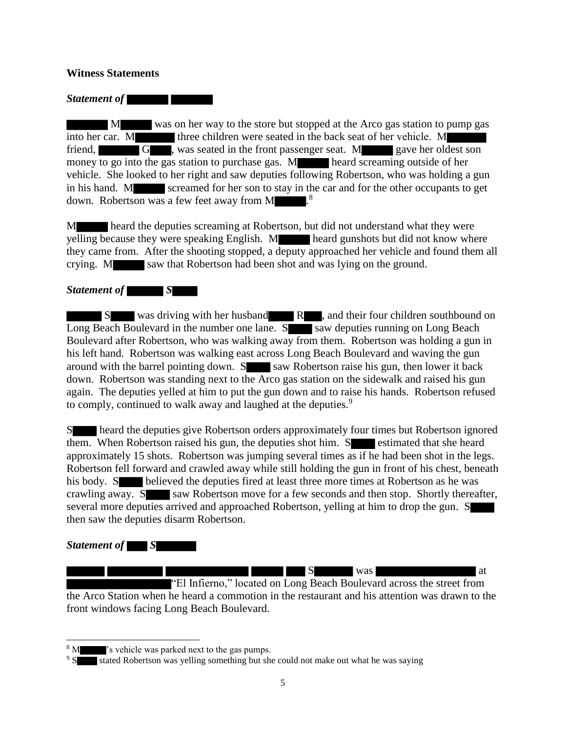**Witness Statements**

***Statement of ███ ███***

███ M███ was on her way to the store but stopped at the Arco gas station to pump gas into her car. M███ three children were seated in the back seat of her vehicle. M███ friend, ███ G███, was seated in the front passenger seat. M███ gave her oldest son money to go into the gas station to purchase gas. M███ heard screaming outside of her vehicle. She looked to her right and saw deputies following Robertson, who was holding a gun in his hand. M███ screamed for her son to stay in the car and for the other occupants to get down. Robertson was a few feet away from M███.[8]

M███ heard the deputies screaming at Robertson, but did not understand what they were yelling because they were speaking English. M███ heard gunshots but did not know where they came from. After the shooting stopped, a deputy approached her vehicle and found them all crying. M███ saw that Robertson had been shot and was lying on the ground.

***Statement of ███ S███***

███ S███ was driving with her husband ███ R███, and their four children southbound on Long Beach Boulevard in the number one lane. S███ saw deputies running on Long Beach Boulevard after Robertson, who was walking away from them. Robertson was holding a gun in his left hand. Robertson was walking east across Long Beach Boulevard and waving the gun around with the barrel pointing down. S███ saw Robertson raise his gun, then lower it back down. Robertson was standing next to the Arco gas station on the sidewalk and raised his gun again. The deputies yelled at him to put the gun down and to raise his hands. Robertson refused to comply, continued to walk away and laughed at the deputies.[9]

S███ heard the deputies give Robertson orders approximately four times but Robertson ignored them. When Robertson raised his gun, the deputies shot him. S███ estimated that she heard approximately 15 shots. Robertson was jumping several times as if he had been shot in the legs. Robertson fell forward and crawled away while still holding the gun in front of his chest, beneath his body. S███ believed the deputies fired at least three more times at Robertson as he was crawling away. S███ saw Robertson move for a few seconds and then stop. Shortly thereafter, several more deputies arrived and approached Robertson, yelling at him to drop the gun. S███ then saw the deputies disarm Robertson.

***Statement of ███ S███***

███ ███ ███ ███ ███ S███ was ███ at ███ "El Infierno," located on Long Beach Boulevard across the street from the Arco Station when he heard a commotion in the restaurant and his attention was drawn to the front windows facing Long Beach Boulevard.

---

[8] M███'s vehicle was parked next to the gas pumps.

[9] S███ stated Robertson was yelling something but she could not make out what he was saying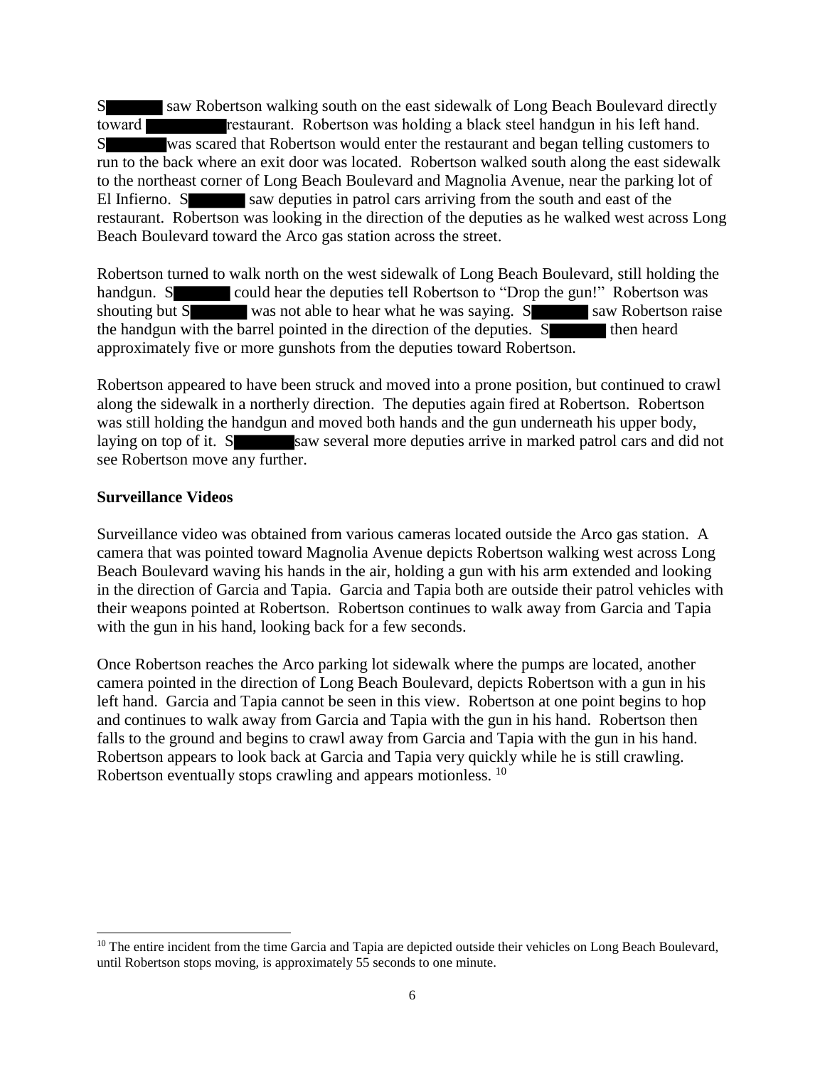S█████ saw Robertson walking south on the east sidewalk of Long Beach Boulevard directly toward █████████ restaurant. Robertson was holding a black steel handgun in his left hand. S█████ was scared that Robertson would enter the restaurant and began telling customers to run to the back where an exit door was located. Robertson walked south along the east sidewalk to the northeast corner of Long Beach Boulevard and Magnolia Avenue, near the parking lot of El Infierno. S█████ saw deputies in patrol cars arriving from the south and east of the restaurant. Robertson was looking in the direction of the deputies as he walked west across Long Beach Boulevard toward the Arco gas station across the street.

Robertson turned to walk north on the west sidewalk of Long Beach Boulevard, still holding the handgun. S█████ could hear the deputies tell Robertson to "Drop the gun!" Robertson was shouting but S█████ was not able to hear what he was saying. S█████ saw Robertson raise the handgun with the barrel pointed in the direction of the deputies. S█████ then heard approximately five or more gunshots from the deputies toward Robertson.

Robertson appeared to have been struck and moved into a prone position, but continued to crawl along the sidewalk in a northerly direction. The deputies again fired at Robertson. Robertson was still holding the handgun and moved both hands and the gun underneath his upper body, laying on top of it. S█████ saw several more deputies arrive in marked patrol cars and did not see Robertson move any further.

**Surveillance Videos**

Surveillance video was obtained from various cameras located outside the Arco gas station. A camera that was pointed toward Magnolia Avenue depicts Robertson walking west across Long Beach Boulevard waving his hands in the air, holding a gun with his arm extended and looking in the direction of Garcia and Tapia. Garcia and Tapia both are outside their patrol vehicles with their weapons pointed at Robertson. Robertson continues to walk away from Garcia and Tapia with the gun in his hand, looking back for a few seconds.

Once Robertson reaches the Arco parking lot sidewalk where the pumps are located, another camera pointed in the direction of Long Beach Boulevard, depicts Robertson with a gun in his left hand. Garcia and Tapia cannot be seen in this view. Robertson at one point begins to hop and continues to walk away from Garcia and Tapia with the gun in his hand. Robertson then falls to the ground and begins to crawl away from Garcia and Tapia with the gun in his hand. Robertson appears to look back at Garcia and Tapia very quickly while he is still crawling. Robertson eventually stops crawling and appears motionless. [10]

---

[10] The entire incident from the time Garcia and Tapia are depicted outside their vehicles on Long Beach Boulevard, until Robertson stops moving, is approximately 55 seconds to one minute.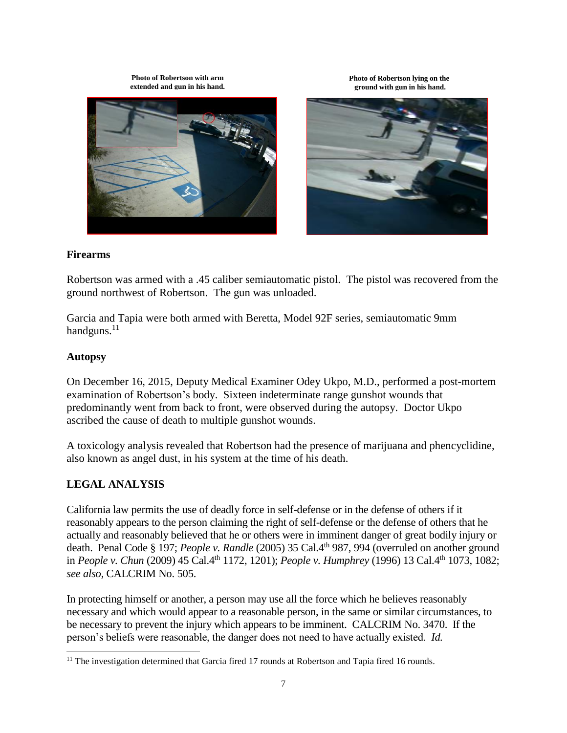Photo of Robertson with arm extended and gun in his hand.

Photo of Robertson lying on the ground with gun in his hand.

### Firearms

Robertson was armed with a .45 caliber semiautomatic pistol. The pistol was recovered from the ground northwest of Robertson. The gun was unloaded.

Garcia and Tapia were both armed with Beretta, Model 92F series, semiautomatic 9mm handguns.[11]

### Autopsy

On December 16, 2015, Deputy Medical Examiner Odey Ukpo, M.D., performed a post-mortem examination of Robertson's body. Sixteen indeterminate range gunshot wounds that predominantly went from back to front, were observed during the autopsy. Doctor Ukpo ascribed the cause of death to multiple gunshot wounds.

A toxicology analysis revealed that Robertson had the presence of marijuana and phencyclidine, also known as angel dust, in his system at the time of his death.

## LEGAL ANALYSIS

California law permits the use of deadly force in self-defense or in the defense of others if it reasonably appears to the person claiming the right of self-defense or the defense of others that he actually and reasonably believed that he or others were in imminent danger of great bodily injury or death. Penal Code § 197; *People v. Randle* (2005) 35 Cal.4th 987, 994 (overruled on another ground in *People v. Chun* (2009) 45 Cal.4th 1172, 1201); *People v. Humphrey* (1996) 13 Cal.4th 1073, 1082; *see also,* CALCRIM No. 505.

In protecting himself or another, a person may use all the force which he believes reasonably necessary and which would appear to a reasonable person, in the same or similar circumstances, to be necessary to prevent the injury which appears to be imminent. CALCRIM No. 3470. If the person's beliefs were reasonable, the danger does not need to have actually existed. *Id.*

---

[11] The investigation determined that Garcia fired 17 rounds at Robertson and Tapia fired 16 rounds.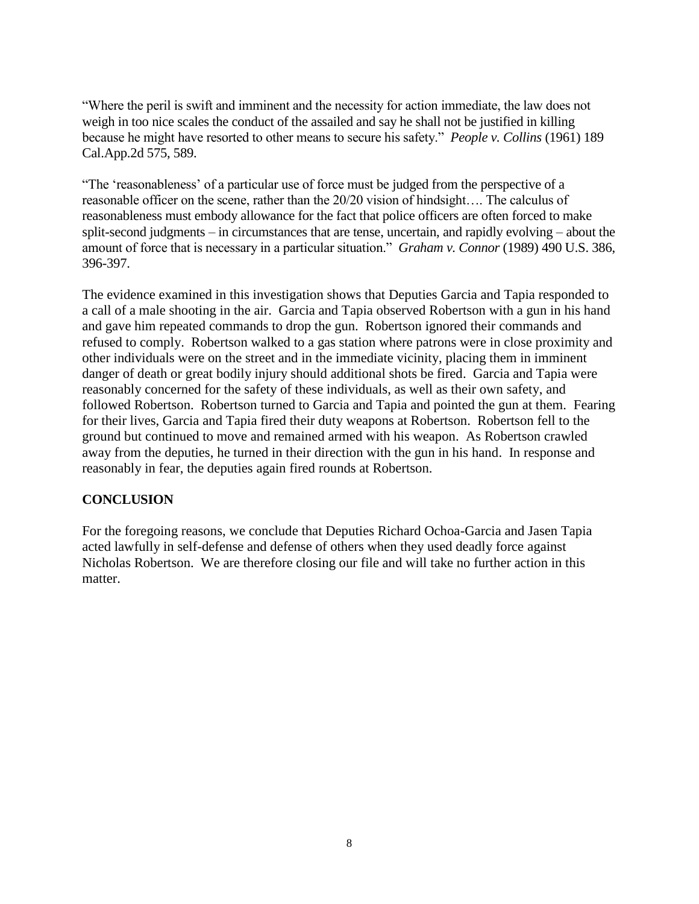"Where the peril is swift and imminent and the necessity for action immediate, the law does not weigh in too nice scales the conduct of the assailed and say he shall not be justified in killing because he might have resorted to other means to secure his safety." *People v. Collins* (1961) 189 Cal.App.2d 575, 589.

"The 'reasonableness' of a particular use of force must be judged from the perspective of a reasonable officer on the scene, rather than the 20/20 vision of hindsight…. The calculus of reasonableness must embody allowance for the fact that police officers are often forced to make split-second judgments – in circumstances that are tense, uncertain, and rapidly evolving – about the amount of force that is necessary in a particular situation." *Graham v. Connor* (1989) 490 U.S. 386, 396-397.

The evidence examined in this investigation shows that Deputies Garcia and Tapia responded to a call of a male shooting in the air. Garcia and Tapia observed Robertson with a gun in his hand and gave him repeated commands to drop the gun. Robertson ignored their commands and refused to comply. Robertson walked to a gas station where patrons were in close proximity and other individuals were on the street and in the immediate vicinity, placing them in imminent danger of death or great bodily injury should additional shots be fired. Garcia and Tapia were reasonably concerned for the safety of these individuals, as well as their own safety, and followed Robertson. Robertson turned to Garcia and Tapia and pointed the gun at them. Fearing for their lives, Garcia and Tapia fired their duty weapons at Robertson. Robertson fell to the ground but continued to move and remained armed with his weapon. As Robertson crawled away from the deputies, he turned in their direction with the gun in his hand. In response and reasonably in fear, the deputies again fired rounds at Robertson.

## CONCLUSION

For the foregoing reasons, we conclude that Deputies Richard Ochoa-Garcia and Jasen Tapia acted lawfully in self-defense and defense of others when they used deadly force against Nicholas Robertson. We are therefore closing our file and will take no further action in this matter.